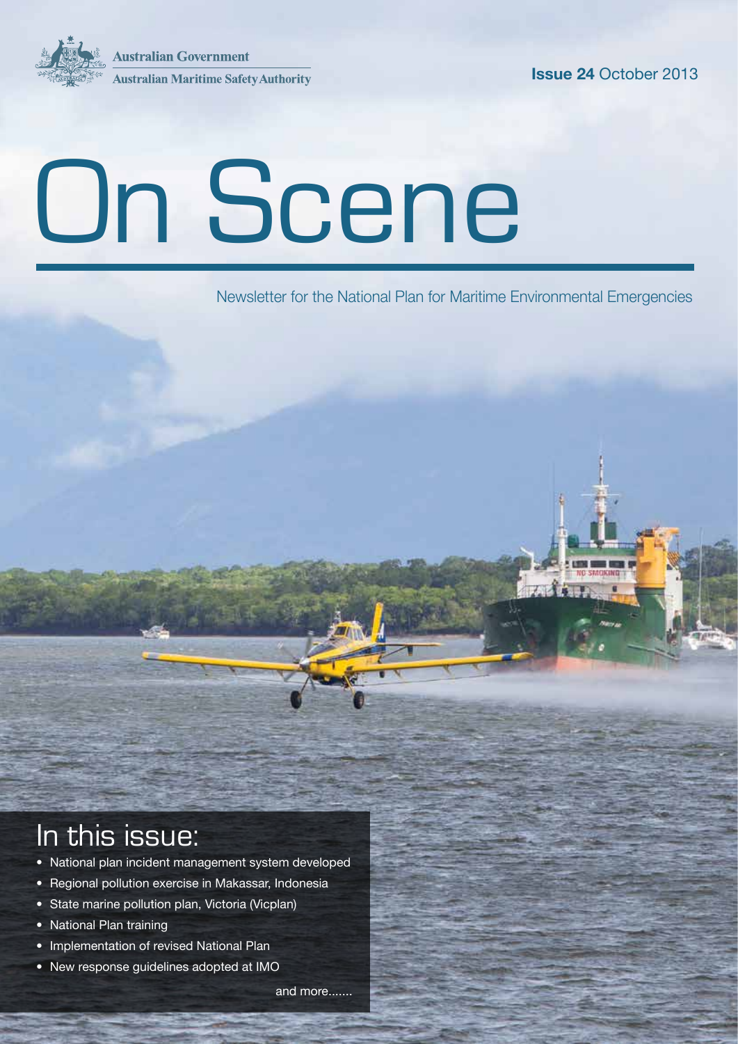Australian Government

Australian Maritime Safety Authority

**Issue 24** October 2013

# On Scene

Newsletter for the National Plan for Maritime Environmental Emergencies

## In this issue:

- National plan incident management system developed
- Regional pollution exercise in Makassar, Indonesia
- State marine pollution plan, Victoria (Vicplan)
- National Plan training
- Implementation of revised National Plan
- New response guidelines adopted at IMO

and more.......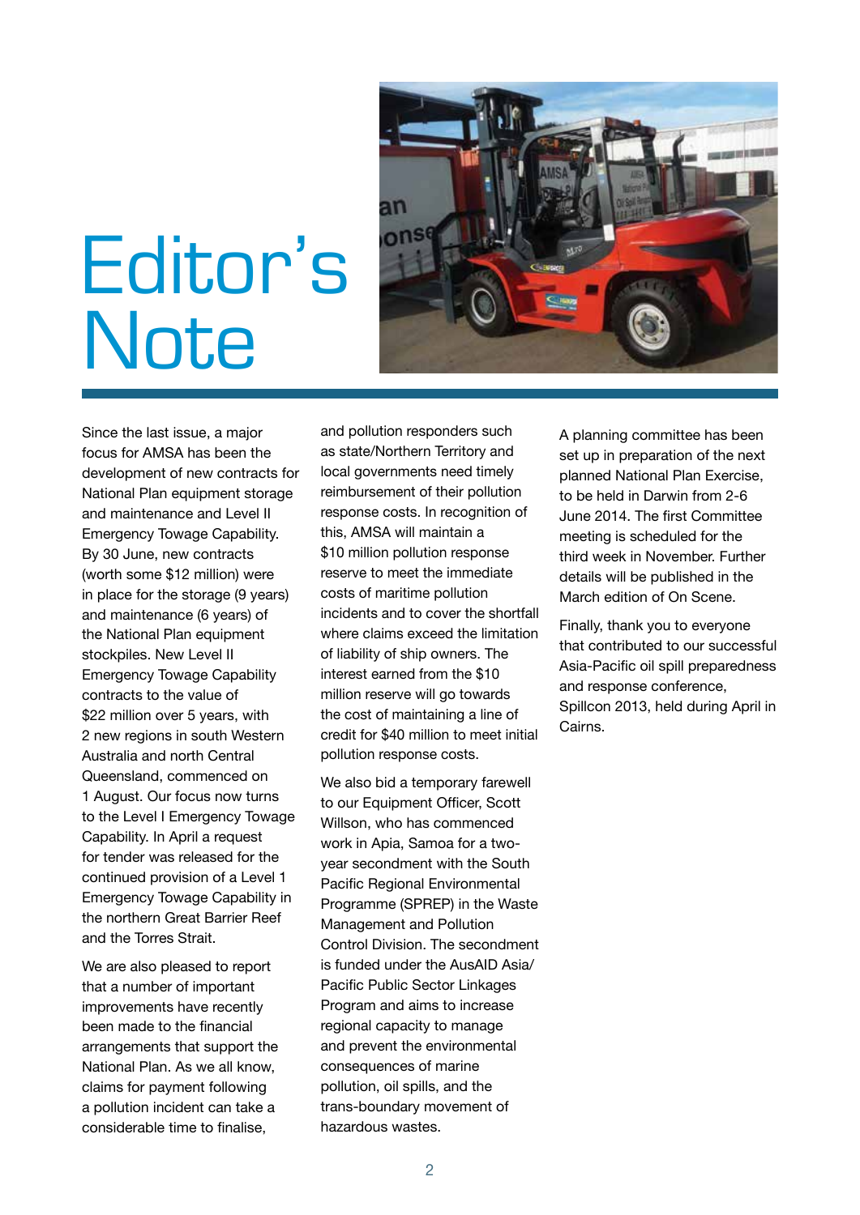# Editor's Note

Since the last issue, a major focus for AMSA has been the development of new contracts for National Plan equipment storage and maintenance and Level II Emergency Towage Capability. By 30 June, new contracts (worth some $12 million) were in place for the storage (9 years) and maintenance (6 years) of the National Plan equipment stockpiles. New Level II Emergency Towage Capability contracts to the value of $22 million over 5 years, with 2 new regions in south Western Australia and north Central Queensland, commenced on 1 August. Our focus now turns to the Level I Emergency Towage Capability. In April a request for tender was released for the continued provision of a Level 1 Emergency Towage Capability in the northern Great Barrier Reef and the Torres Strait.

We are also pleased to report that a number of important improvements have recently been made to the financial arrangements that support the National Plan. As we all know, claims for payment following a pollution incident can take a considerable time to finalise, and pollution responders such as state/Northern Territory and local governments need timely reimbursement of their pollution response costs. In recognition of this, AMSA will maintain a $10 million pollution response reserve to meet the immediate costs of maritime pollution incidents and to cover the shortfall where claims exceed the limitation of liability of ship owners. The interest earned from the $10 million reserve will go towards the cost of maintaining a line of credit for $40 million to meet initial pollution response costs.

We also bid a temporary farewell to our Equipment Officer, Scott Willson, who has commenced work in Apia, Samoa for a two-year secondment with the South Pacific Regional Environmental Programme (SPREP) in the Waste Management and Pollution Control Division. The secondment is funded under the AusAID Asia/Pacific Public Sector Linkages Program and aims to increase regional capacity to manage and prevent the environmental consequences of marine pollution, oil spills, and the trans-boundary movement of hazardous wastes.

A planning committee has been set up in preparation of the next planned National Plan Exercise, to be held in Darwin from 2-6 June 2014. The first Committee meeting is scheduled for the third week in November. Further details will be published in the March edition of On Scene.

Finally, thank you to everyone that contributed to our successful Asia-Pacific oil spill preparedness and response conference, Spillcon 2013, held during April in Cairns.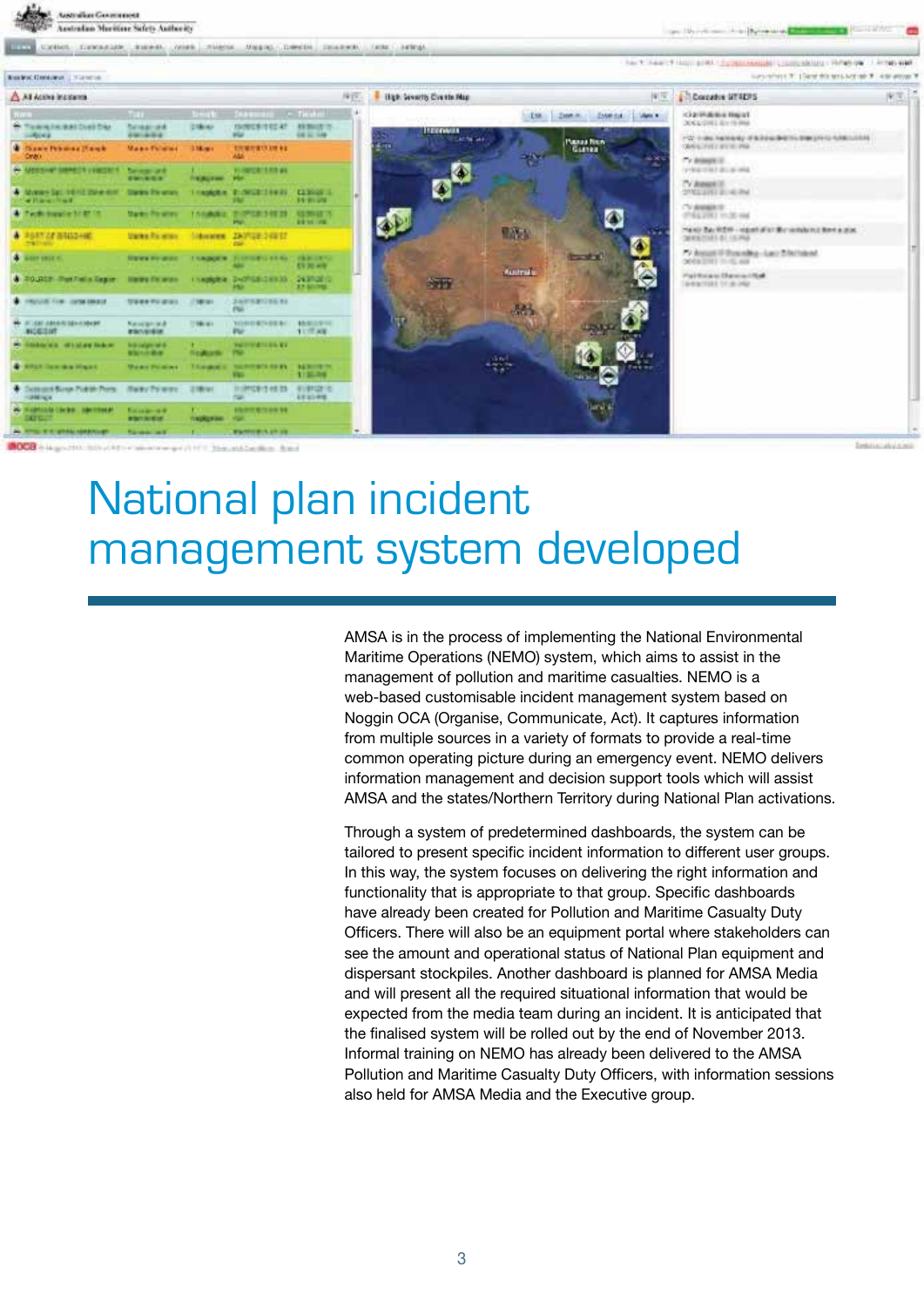# National plan incident management system developed

AMSA is in the process of implementing the National Environmental Maritime Operations (NEMO) system, which aims to assist in the management of pollution and maritime casualties. NEMO is a web-based customisable incident management system based on Noggin OCA (Organise, Communicate, Act). It captures information from multiple sources in a variety of formats to provide a real-time common operating picture during an emergency event. NEMO delivers information management and decision support tools which will assist AMSA and the states/Northern Territory during National Plan activations.

Through a system of predetermined dashboards, the system can be tailored to present specific incident information to different user groups. In this way, the system focuses on delivering the right information and functionality that is appropriate to that group. Specific dashboards have already been created for Pollution and Maritime Casualty Duty Officers. There will also be an equipment portal where stakeholders can see the amount and operational status of National Plan equipment and dispersant stockpiles. Another dashboard is planned for AMSA Media and will present all the required situational information that would be expected from the media team during an incident. It is anticipated that the finalised system will be rolled out by the end of November 2013. Informal training on NEMO has already been delivered to the AMSA Pollution and Maritime Casualty Duty Officers, with information sessions also held for AMSA Media and the Executive group.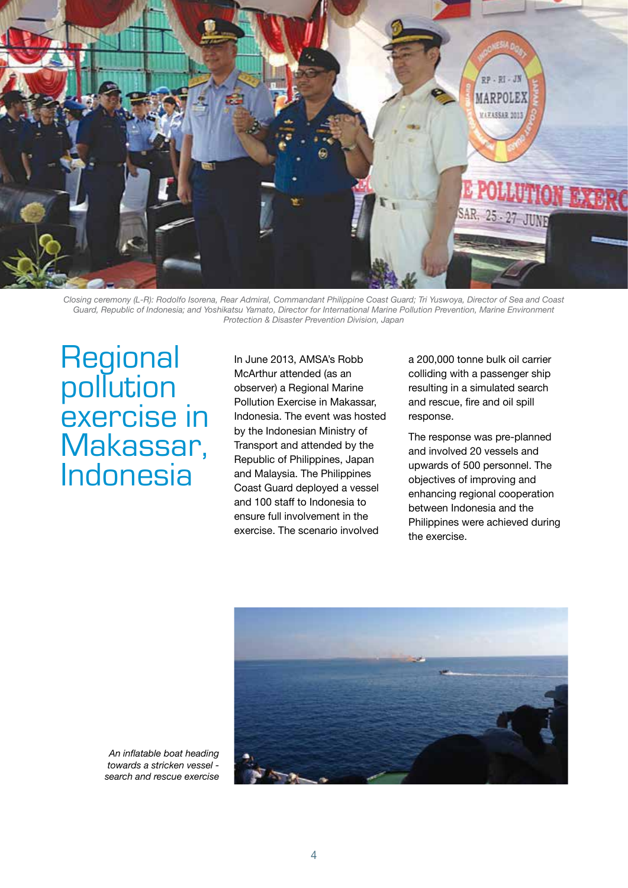Closing ceremony (L-R): Rodolfo Isorena, Rear Admiral, Commandant Philippine Coast Guard; Tri Yuswoya, Director of Sea and Coast Guard, Republic of Indonesia; and Yoshikatsu Yamato, Director for International Marine Pollution Prevention, Marine Environment Protection & Disaster Prevention Division, Japan

# Regional pollution exercise in Makassar, Indonesia

In June 2013, AMSA's Robb McArthur attended (as an observer) a Regional Marine Pollution Exercise in Makassar, Indonesia. The event was hosted by the Indonesian Ministry of Transport and attended by the Republic of Philippines, Japan and Malaysia. The Philippines Coast Guard deployed a vessel and 100 staff to Indonesia to ensure full involvement in the exercise. The scenario involved a 200,000 tonne bulk oil carrier colliding with a passenger ship resulting in a simulated search and rescue, fire and oil spill response.

The response was pre-planned and involved 20 vessels and upwards of 500 personnel. The objectives of improving and enhancing regional cooperation between Indonesia and the Philippines were achieved during the exercise.

*An inflatable boat heading towards a stricken vessel - search and rescue exercise*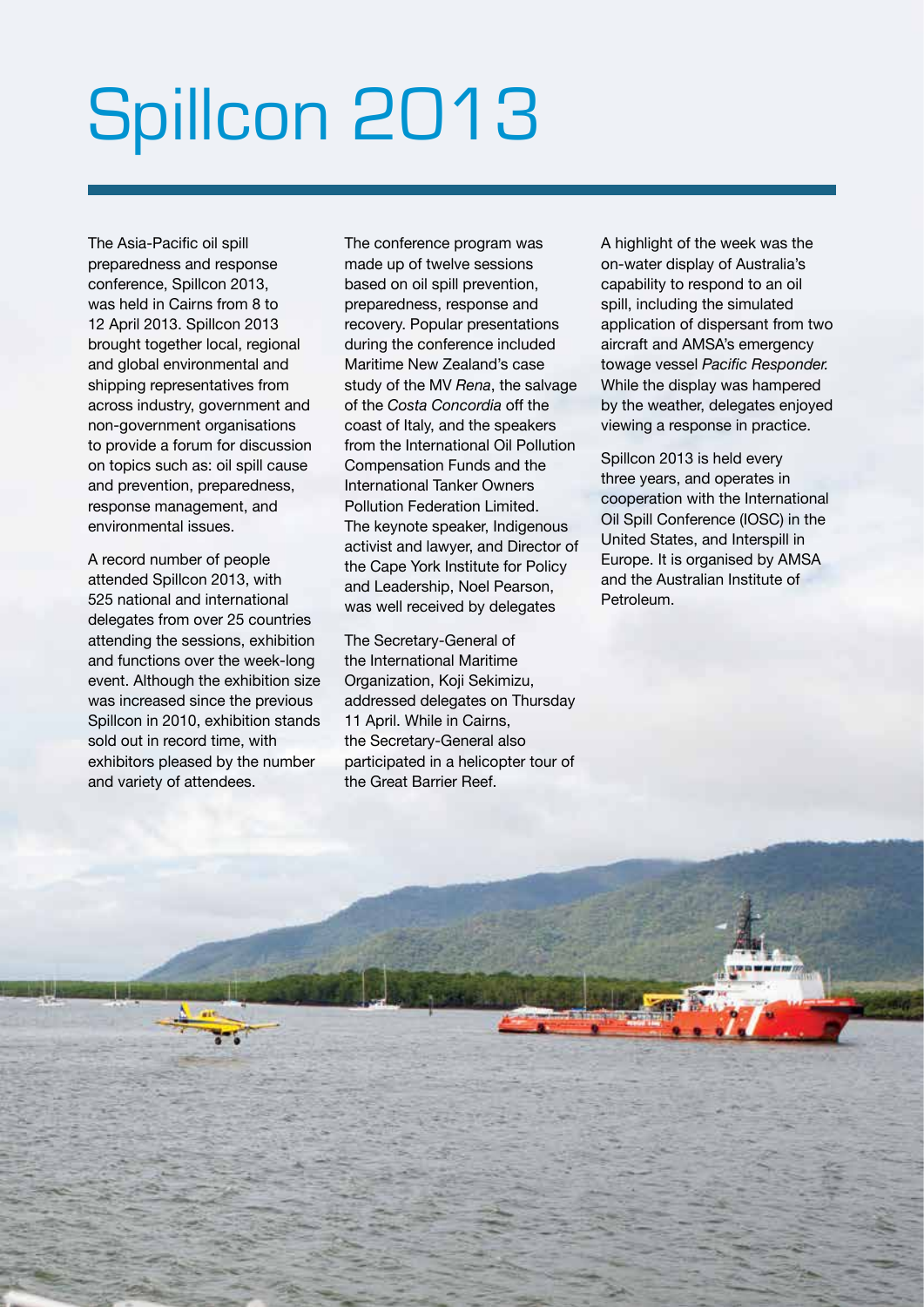# Spillcon 2013

The Asia-Pacific oil spill preparedness and response conference, Spillcon 2013, was held in Cairns from 8 to 12 April 2013. Spillcon 2013 brought together local, regional and global environmental and shipping representatives from across industry, government and non-government organisations to provide a forum for discussion on topics such as: oil spill cause and prevention, preparedness, response management, and environmental issues.

A record number of people attended Spillcon 2013, with 525 national and international delegates from over 25 countries attending the sessions, exhibition and functions over the week-long event. Although the exhibition size was increased since the previous Spillcon in 2010, exhibition stands sold out in record time, with exhibitors pleased by the number and variety of attendees.

The conference program was made up of twelve sessions based on oil spill prevention, preparedness, response and recovery. Popular presentations during the conference included Maritime New Zealand's case study of the MV *Rena*, the salvage of the *Costa Concordia* off the coast of Italy, and the speakers from the International Oil Pollution Compensation Funds and the International Tanker Owners Pollution Federation Limited. The keynote speaker, Indigenous activist and lawyer, and Director of the Cape York Institute for Policy and Leadership, Noel Pearson, was well received by delegates

The Secretary-General of the International Maritime Organization, Koji Sekimizu, addressed delegates on Thursday 11 April. While in Cairns, the Secretary-General also participated in a helicopter tour of the Great Barrier Reef.

A highlight of the week was the on-water display of Australia's capability to respond to an oil spill, including the simulated application of dispersant from two aircraft and AMSA's emergency towage vessel *Pacific Responder.* While the display was hampered by the weather, delegates enjoyed viewing a response in practice.

Spillcon 2013 is held every three years, and operates in cooperation with the International Oil Spill Conference (IOSC) in the United States, and Interspill in Europe. It is organised by AMSA and the Australian Institute of Petroleum.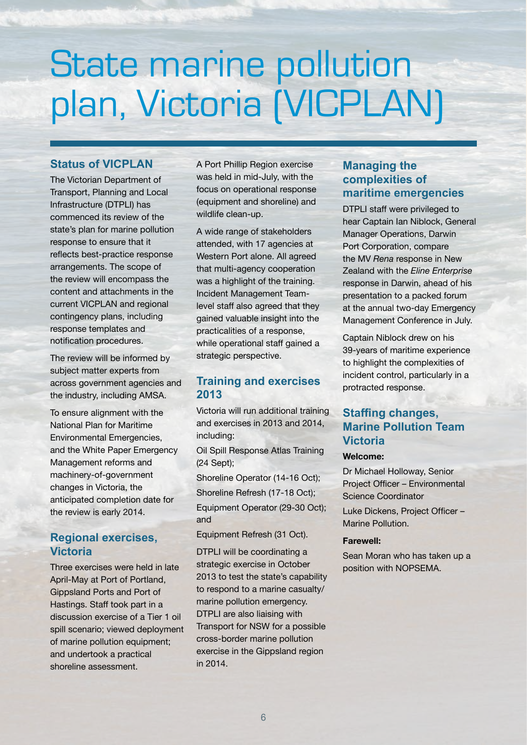# State marine pollution plan, Victoria (VICPLAN)

## Status of VICPLAN

The Victorian Department of Transport, Planning and Local Infrastructure (DTPLI) has commenced its review of the state's plan for marine pollution response to ensure that it reflects best-practice response arrangements. The scope of the review will encompass the content and attachments in the current VICPLAN and regional contingency plans, including response templates and notification procedures.

The review will be informed by subject matter experts from across government agencies and the industry, including AMSA.

To ensure alignment with the National Plan for Maritime Environmental Emergencies, and the White Paper Emergency Management reforms and machinery-of-government changes in Victoria, the anticipated completion date for the review is early 2014.

## Regional exercises, Victoria

Three exercises were held in late April-May at Port of Portland, Gippsland Ports and Port of Hastings. Staff took part in a discussion exercise of a Tier 1 oil spill scenario; viewed deployment of marine pollution equipment; and undertook a practical shoreline assessment.

A Port Phillip Region exercise was held in mid-July, with the focus on operational response (equipment and shoreline) and wildlife clean-up.

A wide range of stakeholders attended, with 17 agencies at Western Port alone. All agreed that multi-agency cooperation was a highlight of the training. Incident Management Team-level staff also agreed that they gained valuable insight into the practicalities of a response, while operational staff gained a strategic perspective.

## Training and exercises 2013

Victoria will run additional training and exercises in 2013 and 2014, including:

Oil Spill Response Atlas Training (24 Sept);

Shoreline Operator (14-16 Oct);

Shoreline Refresh (17-18 Oct);

Equipment Operator (29-30 Oct); and

Equipment Refresh (31 Oct).

DTPLI will be coordinating a strategic exercise in October 2013 to test the state's capability to respond to a marine casualty/marine pollution emergency. DTPLI are also liaising with Transport for NSW for a possible cross-border marine pollution exercise in the Gippsland region in 2014.

## Managing the complexities of maritime emergencies

DTPLI staff were privileged to hear Captain Ian Niblock, General Manager Operations, Darwin Port Corporation, compare the MV *Rena* response in New Zealand with the *Eline Enterprise* response in Darwin, ahead of his presentation to a packed forum at the annual two-day Emergency Management Conference in July.

Captain Niblock drew on his 39-years of maritime experience to highlight the complexities of incident control, particularly in a protracted response.

## Staffing changes, Marine Pollution Team Victoria

**Welcome:**

Dr Michael Holloway, Senior Project Officer – Environmental Science Coordinator

Luke Dickens, Project Officer – Marine Pollution.

**Farewell:**

Sean Moran who has taken up a position with NOPSEMA.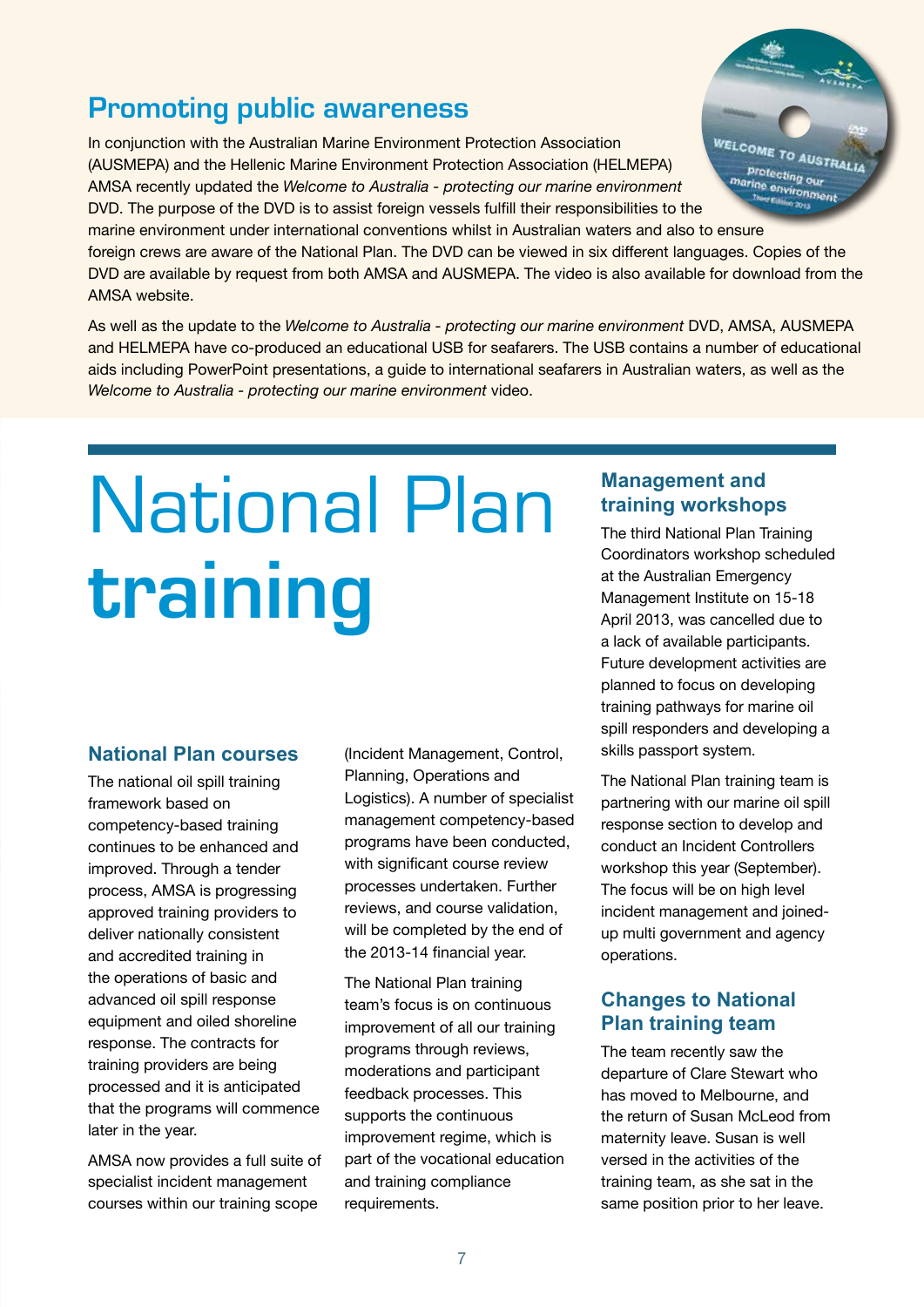## Promoting public awareness

In conjunction with the Australian Marine Environment Protection Association (AUSMEPA) and the Hellenic Marine Environment Protection Association (HELMEPA) AMSA recently updated the *Welcome to Australia - protecting our marine environment* DVD. The purpose of the DVD is to assist foreign vessels fulfill their responsibilities to the marine environment under international conventions whilst in Australian waters and also to ensure foreign crews are aware of the National Plan. The DVD can be viewed in six different languages. Copies of the DVD are available by request from both AMSA and AUSMEPA. The video is also available for download from the AMSA website.

As well as the update to the *Welcome to Australia - protecting our marine environment* DVD, AMSA, AUSMEPA and HELMEPA have co-produced an educational USB for seafarers. The USB contains a number of educational aids including PowerPoint presentations, a guide to international seafarers in Australian waters, as well as the *Welcome to Australia - protecting our marine environment* video.

# National Plan **training**

### National Plan courses

The national oil spill training framework based on competency-based training continues to be enhanced and improved. Through a tender process, AMSA is progressing approved training providers to deliver nationally consistent and accredited training in the operations of basic and advanced oil spill response equipment and oiled shoreline response. The contracts for training providers are being processed and it is anticipated that the programs will commence later in the year.

AMSA now provides a full suite of specialist incident management courses within our training scope (Incident Management, Control, Planning, Operations and Logistics). A number of specialist management competency-based programs have been conducted, with significant course review processes undertaken. Further reviews, and course validation, will be completed by the end of the 2013-14 financial year.

The National Plan training team's focus is on continuous improvement of all our training programs through reviews, moderations and participant feedback processes. This supports the continuous improvement regime, which is part of the vocational education and training compliance requirements.

### Management and training workshops

The third National Plan Training Coordinators workshop scheduled at the Australian Emergency Management Institute on 15-18 April 2013, was cancelled due to a lack of available participants. Future development activities are planned to focus on developing training pathways for marine oil spill responders and developing a skills passport system.

The National Plan training team is partnering with our marine oil spill response section to develop and conduct an Incident Controllers workshop this year (September). The focus will be on high level incident management and joined-up multi government and agency operations.

### Changes to National Plan training team

The team recently saw the departure of Clare Stewart who has moved to Melbourne, and the return of Susan McLeod from maternity leave. Susan is well versed in the activities of the training team, as she sat in the same position prior to her leave.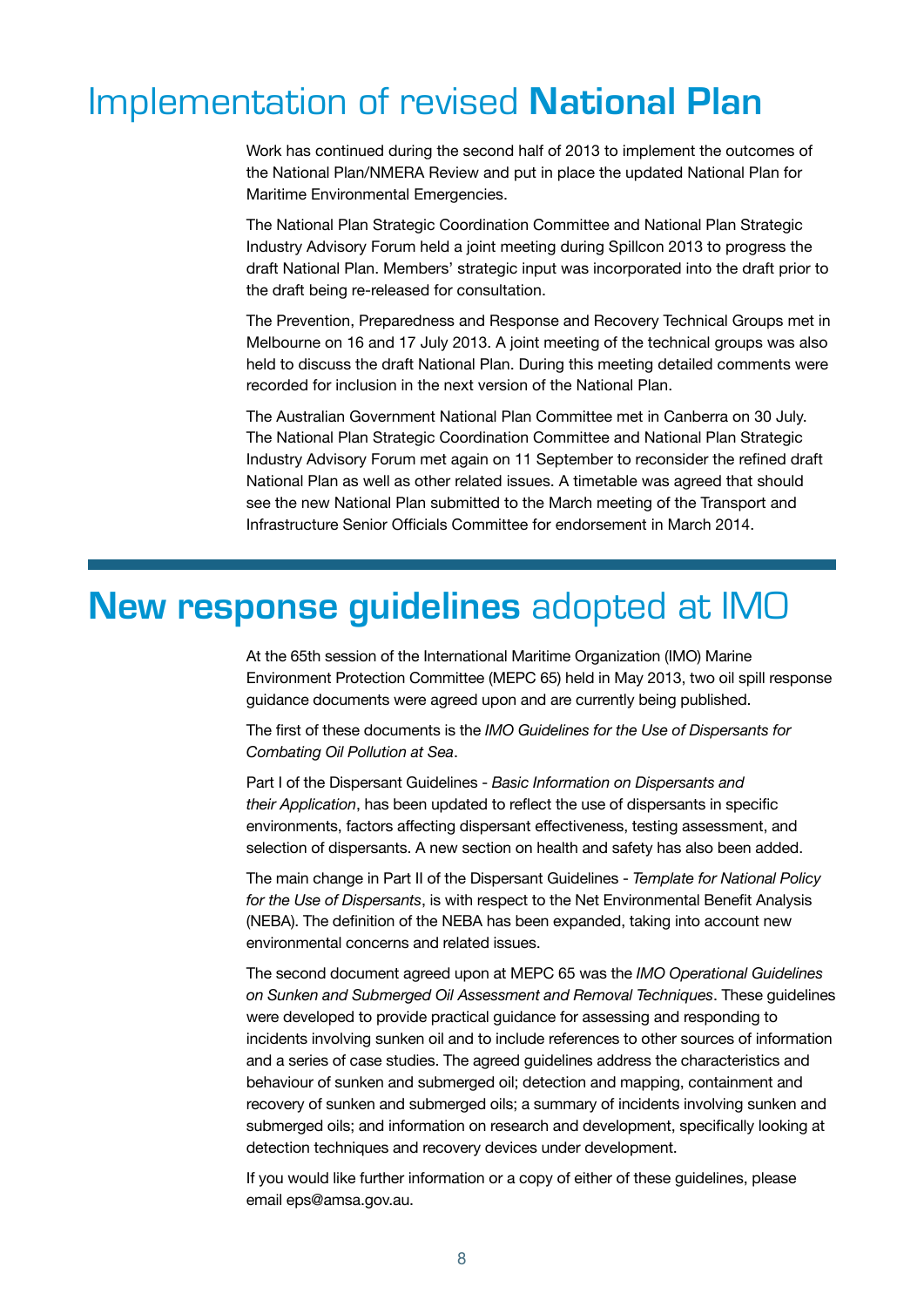# Implementation of revised **National Plan**

Work has continued during the second half of 2013 to implement the outcomes of the National Plan/NMERA Review and put in place the updated National Plan for Maritime Environmental Emergencies.

The National Plan Strategic Coordination Committee and National Plan Strategic Industry Advisory Forum held a joint meeting during Spillcon 2013 to progress the draft National Plan. Members' strategic input was incorporated into the draft prior to the draft being re-released for consultation.

The Prevention, Preparedness and Response and Recovery Technical Groups met in Melbourne on 16 and 17 July 2013. A joint meeting of the technical groups was also held to discuss the draft National Plan. During this meeting detailed comments were recorded for inclusion in the next version of the National Plan.

The Australian Government National Plan Committee met in Canberra on 30 July. The National Plan Strategic Coordination Committee and National Plan Strategic Industry Advisory Forum met again on 11 September to reconsider the refined draft National Plan as well as other related issues. A timetable was agreed that should see the new National Plan submitted to the March meeting of the Transport and Infrastructure Senior Officials Committee for endorsement in March 2014.

# **New response guidelines** adopted at IMO

At the 65th session of the International Maritime Organization (IMO) Marine Environment Protection Committee (MEPC 65) held in May 2013, two oil spill response guidance documents were agreed upon and are currently being published.

The first of these documents is the *IMO Guidelines for the Use of Dispersants for Combating Oil Pollution at Sea*.

Part I of the Dispersant Guidelines - *Basic Information on Dispersants and their Application*, has been updated to reflect the use of dispersants in specific environments, factors affecting dispersant effectiveness, testing assessment, and selection of dispersants. A new section on health and safety has also been added.

The main change in Part II of the Dispersant Guidelines - *Template for National Policy for the Use of Dispersants*, is with respect to the Net Environmental Benefit Analysis (NEBA). The definition of the NEBA has been expanded, taking into account new environmental concerns and related issues.

The second document agreed upon at MEPC 65 was the *IMO Operational Guidelines on Sunken and Submerged Oil Assessment and Removal Techniques*. These guidelines were developed to provide practical guidance for assessing and responding to incidents involving sunken oil and to include references to other sources of information and a series of case studies. The agreed guidelines address the characteristics and behaviour of sunken and submerged oil; detection and mapping, containment and recovery of sunken and submerged oils; a summary of incidents involving sunken and submerged oils; and information on research and development, specifically looking at detection techniques and recovery devices under development.

If you would like further information or a copy of either of these guidelines, please email eps@amsa.gov.au.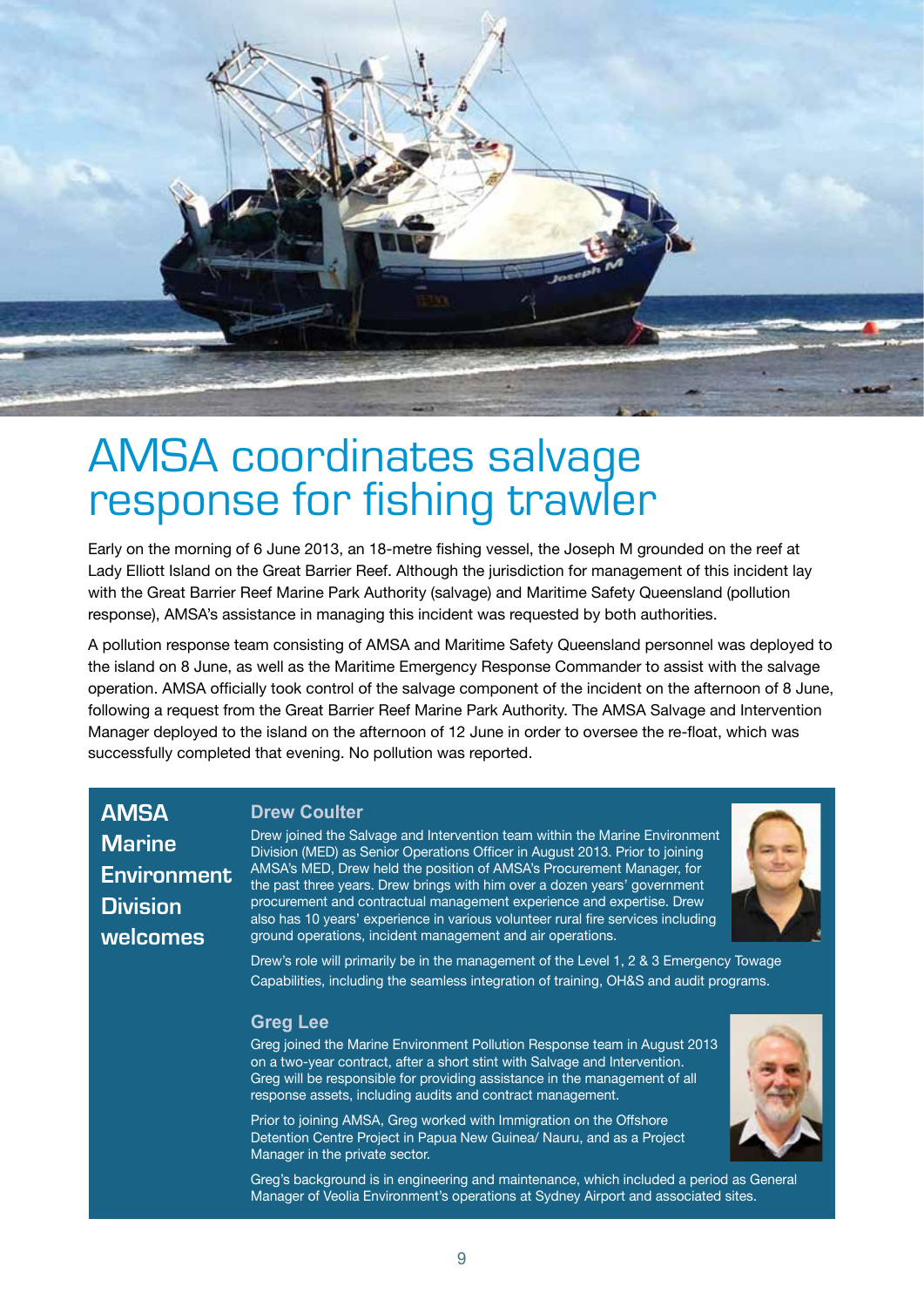# AMSA coordinates salvage response for fishing trawler

Early on the morning of 6 June 2013, an 18-metre fishing vessel, the Joseph M grounded on the reef at Lady Elliott Island on the Great Barrier Reef. Although the jurisdiction for management of this incident lay with the Great Barrier Reef Marine Park Authority (salvage) and Maritime Safety Queensland (pollution response), AMSA's assistance in managing this incident was requested by both authorities.

A pollution response team consisting of AMSA and Maritime Safety Queensland personnel was deployed to the island on 8 June, as well as the Maritime Emergency Response Commander to assist with the salvage operation. AMSA officially took control of the salvage component of the incident on the afternoon of 8 June, following a request from the Great Barrier Reef Marine Park Authority. The AMSA Salvage and Intervention Manager deployed to the island on the afternoon of 12 June in order to oversee the re-float, which was successfully completed that evening. No pollution was reported.

## AMSA Marine Environment Division welcomes

### Drew Coulter

Drew joined the Salvage and Intervention team within the Marine Environment Division (MED) as Senior Operations Officer in August 2013. Prior to joining AMSA's MED, Drew held the position of AMSA's Procurement Manager, for the past three years. Drew brings with him over a dozen years' government procurement and contractual management experience and expertise. Drew also has 10 years' experience in various volunteer rural fire services including ground operations, incident management and air operations.

Drew's role will primarily be in the management of the Level 1, 2 & 3 Emergency Towage Capabilities, including the seamless integration of training, OH&S and audit programs.

### Greg Lee

Greg joined the Marine Environment Pollution Response team in August 2013 on a two-year contract, after a short stint with Salvage and Intervention. Greg will be responsible for providing assistance in the management of all response assets, including audits and contract management.

Prior to joining AMSA, Greg worked with Immigration on the Offshore Detention Centre Project in Papua New Guinea/ Nauru, and as a Project Manager in the private sector.

Greg's background is in engineering and maintenance, which included a period as General Manager of Veolia Environment's operations at Sydney Airport and associated sites.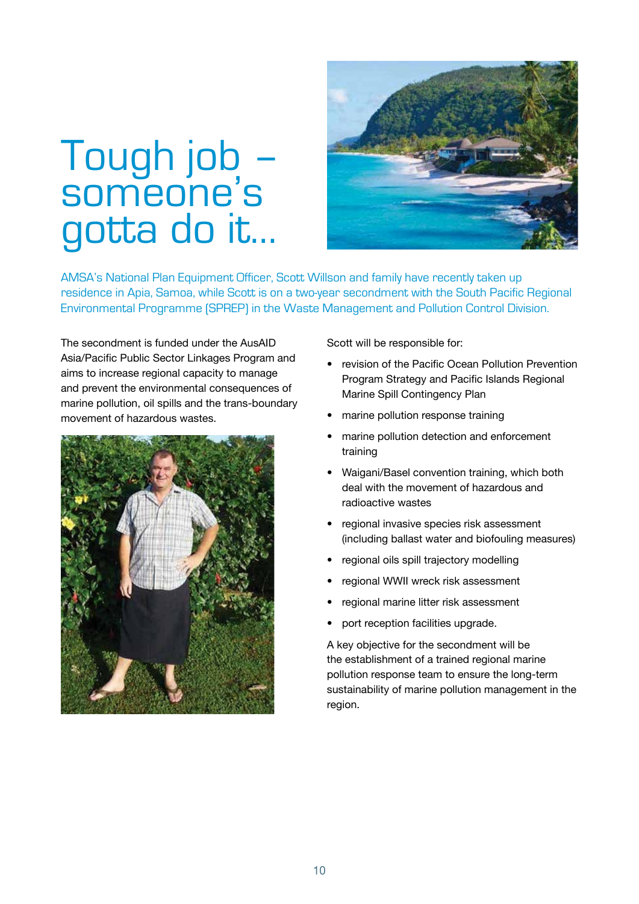# Tough job – someone's gotta do it...

AMSA's National Plan Equipment Officer, Scott Willson and family have recently taken up residence in Apia, Samoa, while Scott is on a two-year secondment with the South Pacific Regional Environmental Programme (SPREP) in the Waste Management and Pollution Control Division.

The secondment is funded under the AusAID Asia/Pacific Public Sector Linkages Program and aims to increase regional capacity to manage and prevent the environmental consequences of marine pollution, oil spills and the trans-boundary movement of hazardous wastes.

Scott will be responsible for:

- revision of the Pacific Ocean Pollution Prevention Program Strategy and Pacific Islands Regional Marine Spill Contingency Plan
- marine pollution response training
- marine pollution detection and enforcement training
- Waigani/Basel convention training, which both deal with the movement of hazardous and radioactive wastes
- regional invasive species risk assessment (including ballast water and biofouling measures)
- regional oils spill trajectory modelling
- regional WWII wreck risk assessment
- regional marine litter risk assessment
- port reception facilities upgrade.

A key objective for the secondment will be the establishment of a trained regional marine pollution response team to ensure the long-term sustainability of marine pollution management in the region.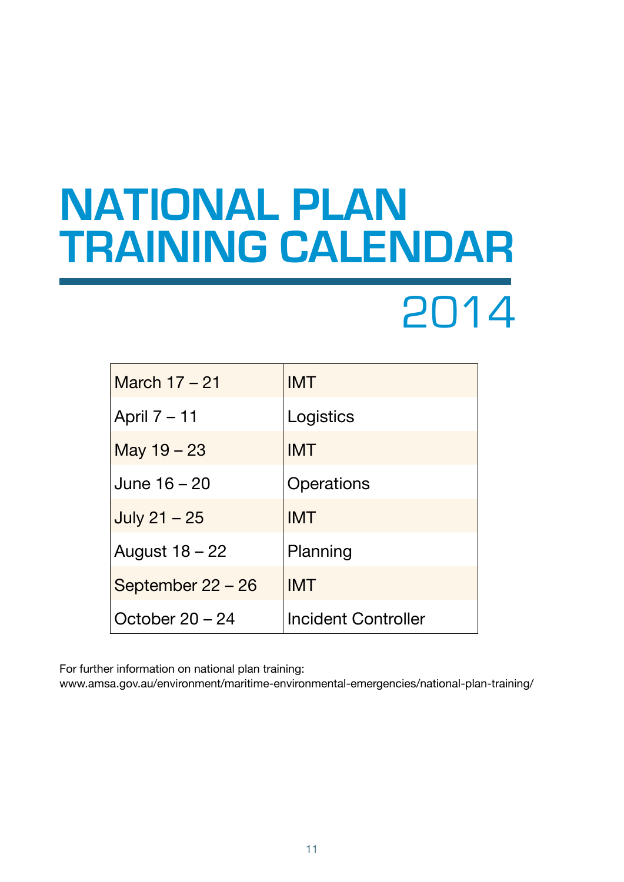# NATIONAL PLAN TRAINING CALENDAR

## 2014

| | |
|---|---|
| March 17 – 21 | IMT |
| April 7 – 11 | Logistics |
| May 19 – 23 | IMT |
| June 16 – 20 | Operations |
| July 21 – 25 | IMT |
| August 18 – 22 | Planning |
| September 22 – 26 | IMT |
| October 20 – 24 | Incident Controller |

For further information on national plan training:
www.amsa.gov.au/environment/maritime-environmental-emergencies/national-plan-training/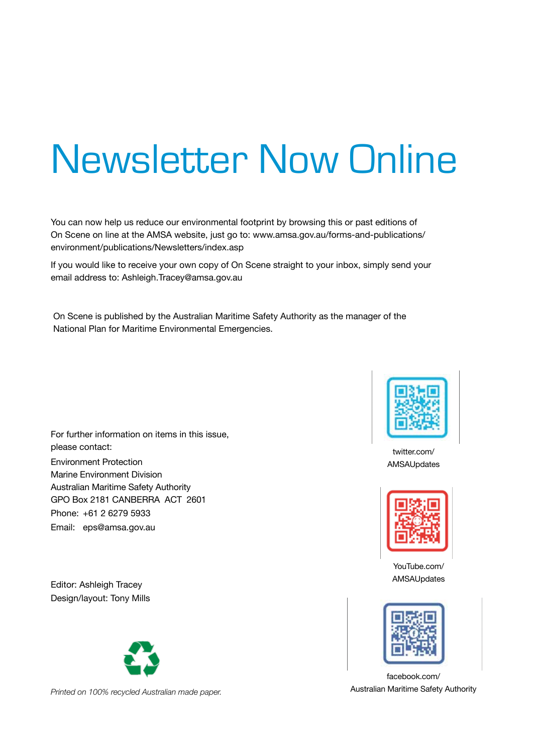# Newsletter Now Online

You can now help us reduce our environmental footprint by browsing this or past editions of On Scene on line at the AMSA website, just go to: www.amsa.gov.au/forms-and-publications/environment/publications/Newsletters/index.asp

If you would like to receive your own copy of On Scene straight to your inbox, simply send your email address to: Ashleigh.Tracey@amsa.gov.au

On Scene is published by the Australian Maritime Safety Authority as the manager of the National Plan for Maritime Environmental Emergencies.

For further information on items in this issue, please contact:

Environment Protection
Marine Environment Division
Australian Maritime Safety Authority
GPO Box 2181 CANBERRA ACT 2601
Phone: +61 2 6279 5933
Email: eps@amsa.gov.au

Editor: Ashleigh Tracey
Design/layout: Tony Mills

*Printed on 100% recycled Australian made paper.*

twitter.com/AMSAUpdates

YouTube.com/AMSAUpdates

facebook.com/Australian Maritime Safety Authority